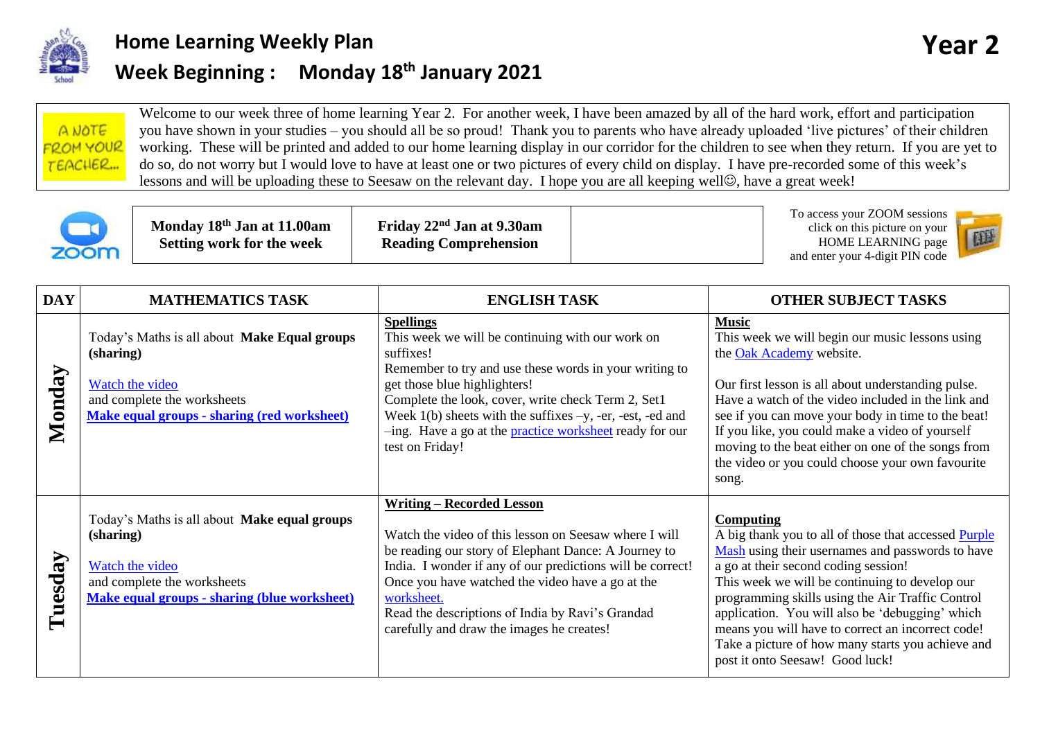# Home Learning Weekly Plan

## Week Beginning : Monday 18th January 2021

**Year 2**

A NOTE FROM YOUR TEACHER...

Welcome to our week three of home learning Year 2. For another week, I have been amazed by all of the hard work, effort and participation you have shown in your studies – you should all be so proud! Thank you to parents who have already uploaded 'live pictures' of their children working. These will be printed and added to our home learning display in our corridor for the children to see when they return. If you are yet to do so, do not worry but I would love to have at least one or two pictures of every child on display. I have pre-recorded some of this week's lessons and will be uploading these to Seesaw on the relevant day. I hope you are all keeping well☺, have a great week!

| zoom | **Monday 18th Jan at 11.00am**<br>**Setting work for the week** | **Friday 22nd Jan at 9.30am**<br>**Reading Comprehension** | | To access your ZOOM sessions click on this picture on your HOME LEARNING page and enter your 4-digit PIN code |
|---|---|---|---|---|

| DAY | MATHEMATICS TASK | ENGLISH TASK | OTHER SUBJECT TASKS |
|---|---|---|---|
| **Monday** | Today's Maths is all about **Make Equal groups (sharing)**<br><br>Watch the video<br>and complete the worksheets<br>**Make equal groups - sharing (red worksheet)** | **Spellings**<br>This week we will be continuing with our work on suffixes!<br>Remember to try and use these words in your writing to get those blue highlighters!<br>Complete the look, cover, write check Term 2, Set1 Week 1(b) sheets with the suffixes –y, -er, -est, -ed and –ing. Have a go at the practice worksheet ready for our test on Friday! | **Music**<br>This week we will begin our music lessons using the Oak Academy website.<br><br>Our first lesson is all about understanding pulse. Have a watch of the video included in the link and see if you can move your body in time to the beat! If you like, you could make a video of yourself moving to the beat either on one of the songs from the video or you could choose your own favourite song. |
| **Tuesday** | Today's Maths is all about **Make equal groups (sharing)**<br><br>Watch the video<br>and complete the worksheets<br>**Make equal groups - sharing (blue worksheet)** | **Writing – Recorded Lesson**<br><br>Watch the video of this lesson on Seesaw where I will be reading our story of Elephant Dance: A Journey to India. I wonder if any of our predictions will be correct! Once you have watched the video have a go at the worksheet.<br>Read the descriptions of India by Ravi's Grandad carefully and draw the images he creates! | **Computing**<br>A big thank you to all of those that accessed Purple Mash using their usernames and passwords to have a go at their second coding session!<br>This week we will be continuing to develop our programming skills using the Air Traffic Control application. You will also be 'debugging' which means you will have to correct an incorrect code!<br>Take a picture of how many starts you achieve and post it onto Seesaw! Good luck! |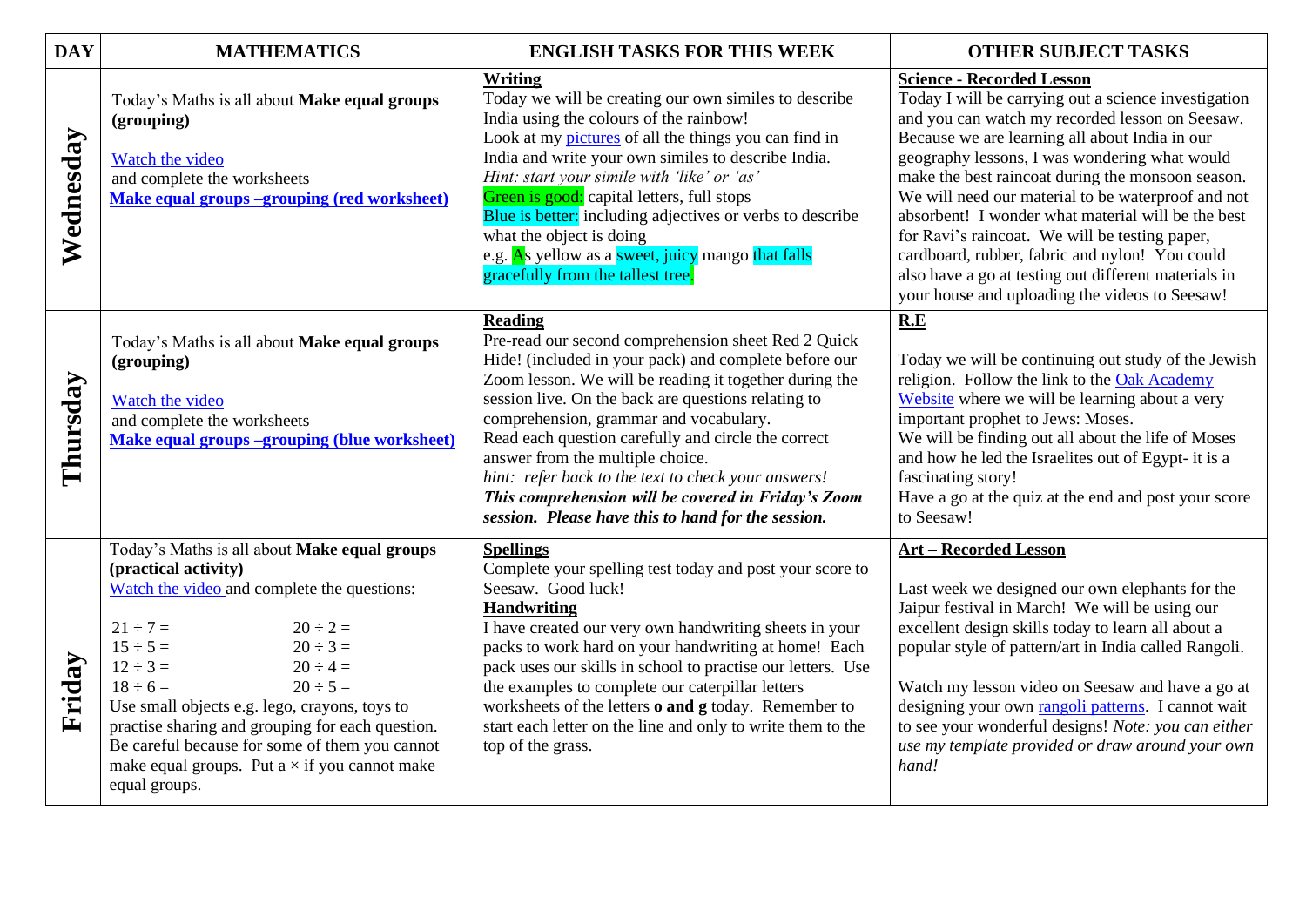| DAY | MATHEMATICS | ENGLISH TASKS FOR THIS WEEK | OTHER SUBJECT TASKS |
|---|---|---|---|
| Wednesday | Today's Maths is all about **Make equal groups (grouping)**<br><br>Watch the video<br>and complete the worksheets<br>**Make equal groups –grouping (red worksheet)** | **Writing**<br>Today we will be creating our own similes to describe India using the colours of the rainbow!<br>Look at my pictures of all the things you can find in India and write your own similes to describe India.<br>*Hint: start your simile with 'like' or 'as'*<br>Green is good: capital letters, full stops<br>Blue is better: including adjectives or verbs to describe what the object is doing<br>e.g. As yellow as a sweet, juicy mango that falls gracefully from the tallest tree. | **Science - Recorded Lesson**<br>Today I will be carrying out a science investigation and you can watch my recorded lesson on Seesaw. Because we are learning all about India in our geography lessons, I was wondering what would make the best raincoat during the monsoon season. We will need our material to be waterproof and not absorbent! I wonder what material will be the best for Ravi's raincoat. We will be testing paper, cardboard, rubber, fabric and nylon! You could also have a go at testing out different materials in your house and uploading the videos to Seesaw! |
| Thursday | Today's Maths is all about **Make equal groups (grouping)**<br><br>Watch the video<br>and complete the worksheets<br>**Make equal groups –grouping (blue worksheet)** | **Reading**<br>Pre-read our second comprehension sheet Red 2 Quick Hide! (included in your pack) and complete before our Zoom lesson. We will be reading it together during the session live. On the back are questions relating to comprehension, grammar and vocabulary.<br>Read each question carefully and circle the correct answer from the multiple choice.<br>*hint: refer back to the text to check your answers!*<br>***This comprehension will be covered in Friday's Zoom session. Please have this to hand for the session.*** | **R.E**<br><br>Today we will be continuing out study of the Jewish religion. Follow the link to the Oak Academy Website where we will be learning about a very important prophet to Jews: Moses.<br>We will be finding out all about the life of Moses and how he led the Israelites out of Egypt- it is a fascinating story!<br>Have a go at the quiz at the end and post your score to Seesaw! |
| Friday | Today's Maths is all about **Make equal groups (practical activity)**<br>Watch the video and complete the questions:<br><br>$21 \div 7 =$ &nbsp;&nbsp;&nbsp;&nbsp; $20 \div 2 =$<br>$15 \div 5 =$ &nbsp;&nbsp;&nbsp;&nbsp; $20 \div 3 =$<br>$12 \div 3 =$ &nbsp;&nbsp;&nbsp;&nbsp; $20 \div 4 =$<br>$18 \div 6 =$ &nbsp;&nbsp;&nbsp;&nbsp; $20 \div 5 =$<br>Use small objects e.g. lego, crayons, toys to practise sharing and grouping for each question. Be careful because for some of them you cannot make equal groups. Put a × if you cannot make equal groups. | **Spellings**<br>Complete your spelling test today and post your score to Seesaw. Good luck!<br>**Handwriting**<br>I have created our very own handwriting sheets in your packs to work hard on your handwriting at home! Each pack uses our skills in school to practise our letters. Use the examples to complete our caterpillar letters worksheets of the letters **o and g** today. Remember to start each letter on the line and only to write them to the top of the grass. | **Art – Recorded Lesson**<br><br>Last week we designed our own elephants for the Jaipur festival in March! We will be using our excellent design skills today to learn all about a popular style of pattern/art in India called Rangoli.<br><br>Watch my lesson video on Seesaw and have a go at designing your own rangoli patterns. I cannot wait to see your wonderful designs! *Note: you can either use my template provided or draw around your own hand!* |